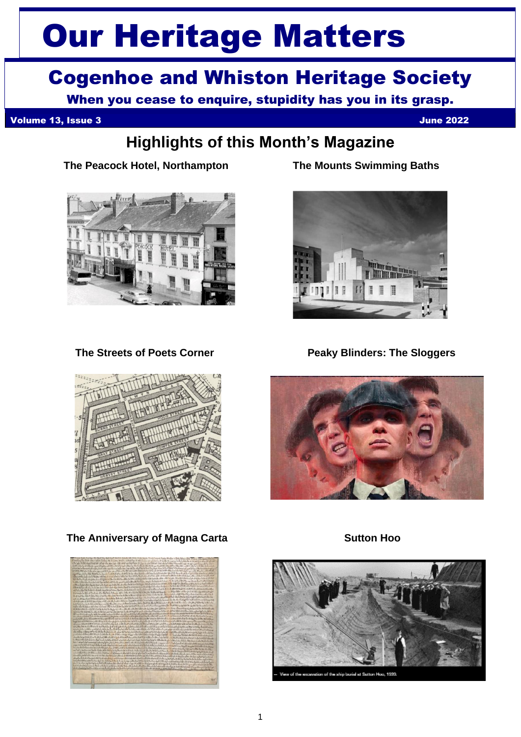# Our Heritage Matters

## Cogenhoe and Whiston Heritage Society

**When you cease to enquire, stupidity has you in its grasp.**

**Volume 13, Issue 3** **June 2022**

## Highlights of this Month's Magazine

**The Peacock Hotel, Northampton**

**The Mounts Swimming Baths**

**The Streets of Poets Corner**

**Peaky Blinders: The Sloggers**

**The Anniversary of Magna Carta**

**Sutton Hoo**

View of the excavation of the ship burial at Sutton Hoo, 1939.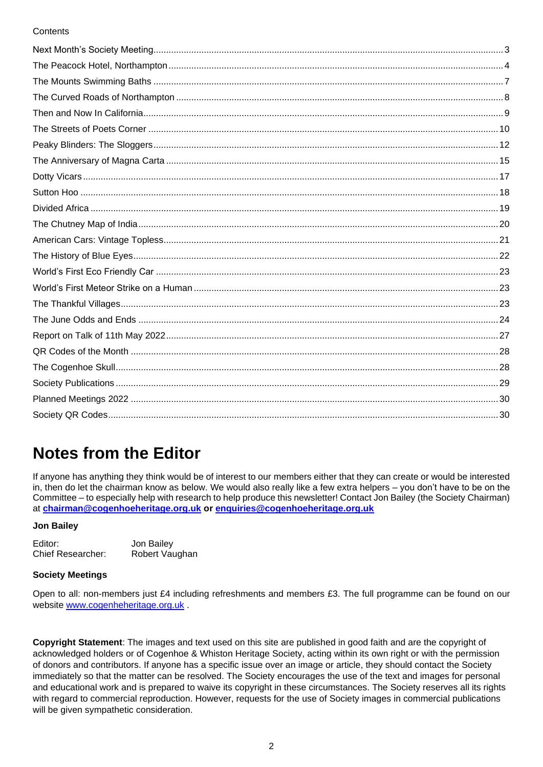Contents

| | |
|---|---|
| Next Month's Society Meeting | 3 |
| The Peacock Hotel, Northampton | 4 |
| The Mounts Swimming Baths | 7 |
| The Curved Roads of Northampton | 8 |
| Then and Now In California | 9 |
| The Streets of Poets Corner | 10 |
| Peaky Blinders: The Sloggers | 12 |
| The Anniversary of Magna Carta | 15 |
| Dotty Vicars | 17 |
| Sutton Hoo | 18 |
| Divided Africa | 19 |
| The Chutney Map of India | 20 |
| American Cars: Vintage Topless | 21 |
| The History of Blue Eyes | 22 |
| World's First Eco Friendly Car | 23 |
| World's First Meteor Strike on a Human | 23 |
| The Thankful Villages | 23 |
| The June Odds and Ends | 24 |
| Report on Talk of 11th May 2022 | 27 |
| QR Codes of the Month | 28 |
| The Cogenhoe Skull | 28 |
| Society Publications | 29 |
| Planned Meetings 2022 | 30 |
| Society QR Codes | 30 |

# Notes from the Editor

If anyone has anything they think would be of interest to our members either that they can create or would be interested in, then do let the chairman know as below. We would also really like a few extra helpers – you don't have to be on the Committee – to especially help with research to help produce this newsletter! Contact Jon Bailey (the Society Chairman) at **chairman@cogenhoeheritage.org.uk** **or** **enquiries@cogenhoeheritage.org.uk**

**Jon Bailey**

| | |
|---|---|
| Editor: | Jon Bailey |
| Chief Researcher: | Robert Vaughan |

**Society Meetings**

Open to all: non-members just £4 including refreshments and members £3. The full programme can be found on our website www.cogenheheritage.org.uk .

**Copyright Statement**: The images and text used on this site are published in good faith and are the copyright of acknowledged holders or of Cogenhoe & Whiston Heritage Society, acting within its own right or with the permission of donors and contributors. If anyone has a specific issue over an image or article, they should contact the Society immediately so that the matter can be resolved. The Society encourages the use of the text and images for personal and educational work and is prepared to waive its copyright in these circumstances. The Society reserves all its rights with regard to commercial reproduction. However, requests for the use of Society images in commercial publications will be given sympathetic consideration.